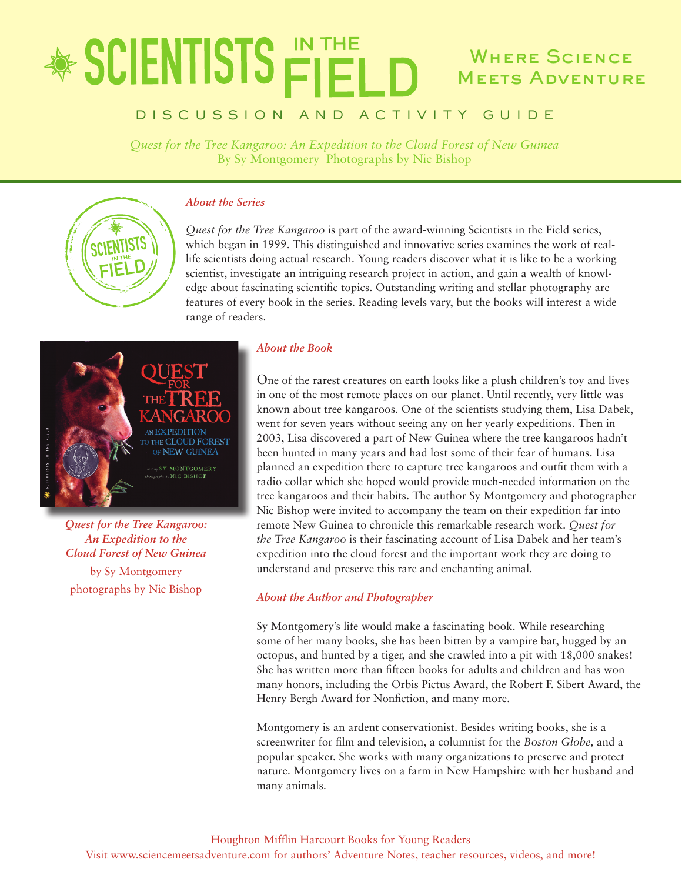# SCIENTISTS IN THE FIELD

## Where Science Meets Adventure

DISCUSSION AND ACTIVITY GUIDE

*Quest for the Tree Kangaroo: An Expedition to the Cloud Forest of New Guinea*
By Sy Montgomery Photographs by Nic Bishop

### *About the Series*

*Quest for the Tree Kangaroo* is part of the award-winning Scientists in the Field series, which began in 1999. This distinguished and innovative series examines the work of real-life scientists doing actual research. Young readers discover what it is like to be a working scientist, investigate an intriguing research project in action, and gain a wealth of knowledge about fascinating scientific topics. Outstanding writing and stellar photography are features of every book in the series. Reading levels vary, but the books will interest a wide range of readers.

*Quest for the Tree Kangaroo: An Expedition to the Cloud Forest of New Guinea*
by Sy Montgomery
photographs by Nic Bishop

### *About the Book*

One of the rarest creatures on earth looks like a plush children's toy and lives in one of the most remote places on our planet. Until recently, very little was known about tree kangaroos. One of the scientists studying them, Lisa Dabek, went for seven years without seeing any on her yearly expeditions. Then in 2003, Lisa discovered a part of New Guinea where the tree kangaroos hadn't been hunted in many years and had lost some of their fear of humans. Lisa planned an expedition there to capture tree kangaroos and outfit them with a radio collar which she hoped would provide much-needed information on the tree kangaroos and their habits. The author Sy Montgomery and photographer Nic Bishop were invited to accompany the team on their expedition far into remote New Guinea to chronicle this remarkable research work. *Quest for the Tree Kangaroo* is their fascinating account of Lisa Dabek and her team's expedition into the cloud forest and the important work they are doing to understand and preserve this rare and enchanting animal.

### *About the Author and Photographer*

Sy Montgomery's life would make a fascinating book. While researching some of her many books, she has been bitten by a vampire bat, hugged by an octopus, and hunted by a tiger, and she crawled into a pit with 18,000 snakes! She has written more than fifteen books for adults and children and has won many honors, including the Orbis Pictus Award, the Robert F. Sibert Award, the Henry Bergh Award for Nonfiction, and many more.

Montgomery is an ardent conservationist. Besides writing books, she is a screenwriter for film and television, a columnist for the *Boston Globe,* and a popular speaker. She works with many organizations to preserve and protect nature. Montgomery lives on a farm in New Hampshire with her husband and many animals.

Houghton Mifflin Harcourt Books for Young Readers
Visit www.sciencemeetsadventure.com for authors' Adventure Notes, teacher resources, videos, and more!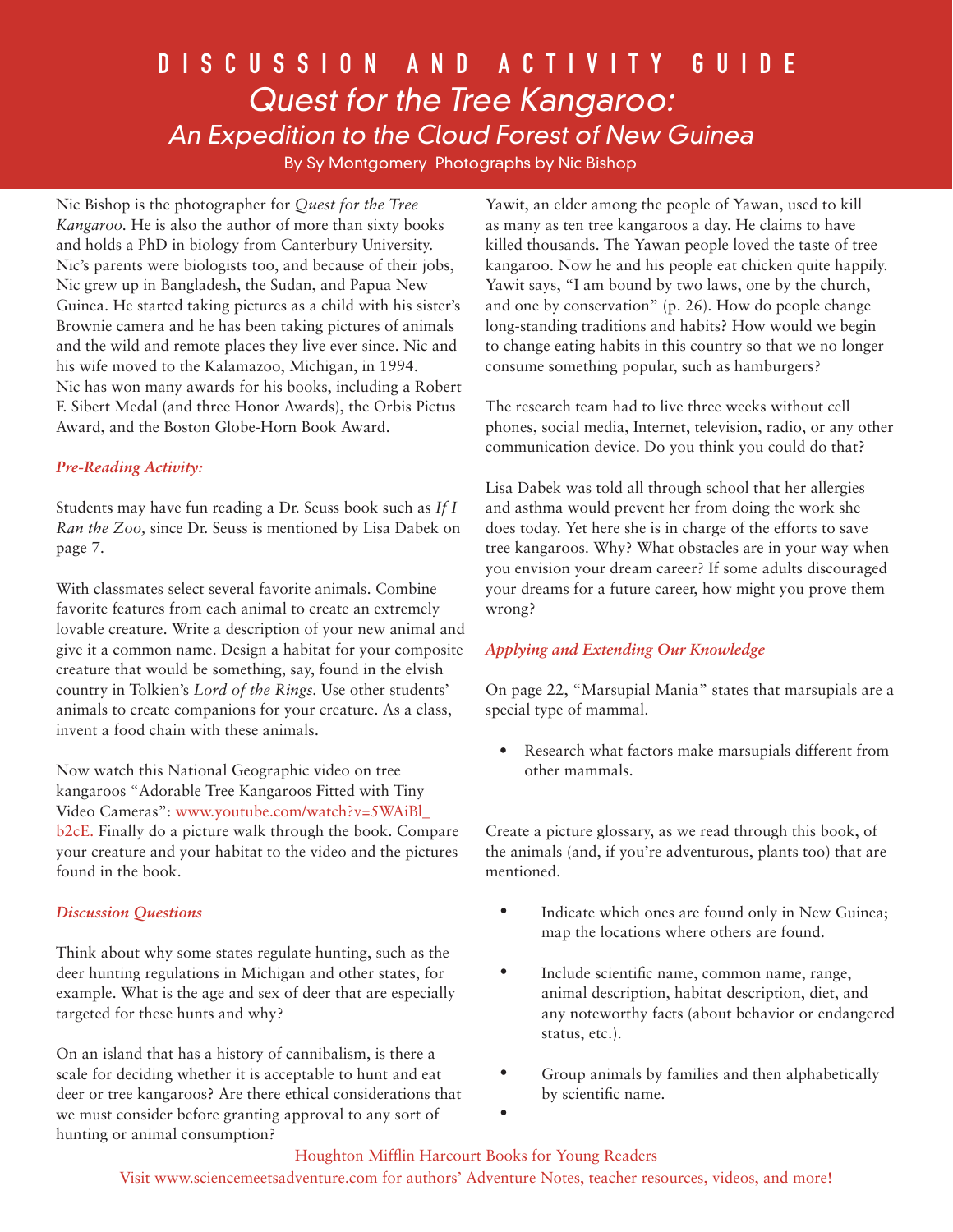# DISCUSSION AND ACTIVITY GUIDE

## *Quest for the Tree Kangaroo: An Expedition to the Cloud Forest of New Guinea*

By Sy Montgomery Photographs by Nic Bishop

Nic Bishop is the photographer for *Quest for the Tree Kangaroo*. He is also the author of more than sixty books and holds a PhD in biology from Canterbury University. Nic's parents were biologists too, and because of their jobs, Nic grew up in Bangladesh, the Sudan, and Papua New Guinea. He started taking pictures as a child with his sister's Brownie camera and he has been taking pictures of animals and the wild and remote places they live ever since. Nic and his wife moved to the Kalamazoo, Michigan, in 1994. Nic has won many awards for his books, including a Robert F. Sibert Medal (and three Honor Awards), the Orbis Pictus Award, and the Boston Globe-Horn Book Award.

### *Pre-Reading Activity:*

Students may have fun reading a Dr. Seuss book such as *If I Ran the Zoo,* since Dr. Seuss is mentioned by Lisa Dabek on page 7.

With classmates select several favorite animals. Combine favorite features from each animal to create an extremely lovable creature. Write a description of your new animal and give it a common name. Design a habitat for your composite creature that would be something, say, found in the elvish country in Tolkien's *Lord of the Rings*. Use other students' animals to create companions for your creature. As a class, invent a food chain with these animals.

Now watch this National Geographic video on tree kangaroos "Adorable Tree Kangaroos Fitted with Tiny Video Cameras": www.youtube.com/watch?v=5WAiBl_b2cE. Finally do a picture walk through the book. Compare your creature and your habitat to the video and the pictures found in the book.

### *Discussion Questions*

Think about why some states regulate hunting, such as the deer hunting regulations in Michigan and other states, for example. What is the age and sex of deer that are especially targeted for these hunts and why?

On an island that has a history of cannibalism, is there a scale for deciding whether it is acceptable to hunt and eat deer or tree kangaroos? Are there ethical considerations that we must consider before granting approval to any sort of hunting or animal consumption?

Yawit, an elder among the people of Yawan, used to kill as many as ten tree kangaroos a day. He claims to have killed thousands. The Yawan people loved the taste of tree kangaroo. Now he and his people eat chicken quite happily. Yawit says, "I am bound by two laws, one by the church, and one by conservation" (p. 26). How do people change long-standing traditions and habits? How would we begin to change eating habits in this country so that we no longer consume something popular, such as hamburgers?

The research team had to live three weeks without cell phones, social media, Internet, television, radio, or any other communication device. Do you think you could do that?

Lisa Dabek was told all through school that her allergies and asthma would prevent her from doing the work she does today. Yet here she is in charge of the efforts to save tree kangaroos. Why? What obstacles are in your way when you envision your dream career? If some adults discouraged your dreams for a future career, how might you prove them wrong?

### *Applying and Extending Our Knowledge*

On page 22, "Marsupial Mania" states that marsupials are a special type of mammal.

- Research what factors make marsupials different from other mammals.

Create a picture glossary, as we read through this book, of the animals (and, if you're adventurous, plants too) that are mentioned.

- Indicate which ones are found only in New Guinea; map the locations where others are found.
- Include scientific name, common name, range, animal description, habitat description, diet, and any noteworthy facts (about behavior or endangered status, etc.).
- Group animals by families and then alphabetically by scientific name.

Houghton Mifflin Harcourt Books for Young Readers
Visit www.sciencemeetsadventure.com for authors' Adventure Notes, teacher resources, videos, and more!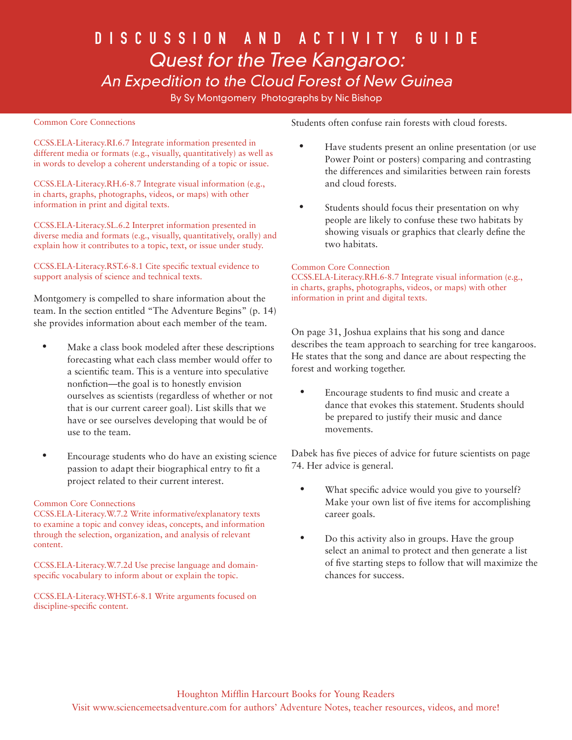# DISCUSSION AND ACTIVITY GUIDE

## *Quest for the Tree Kangaroo: An Expedition to the Cloud Forest of New Guinea*

By Sy Montgomery Photographs by Nic Bishop

Common Core Connections

CCSS.ELA-Literacy.RI.6.7 Integrate information presented in different media or formats (e.g., visually, quantitatively) as well as in words to develop a coherent understanding of a topic or issue.

CCSS.ELA-Literacy.RH.6-8.7 Integrate visual information (e.g., in charts, graphs, photographs, videos, or maps) with other information in print and digital texts.

CCSS.ELA-Literacy.SL.6.2 Interpret information presented in diverse media and formats (e.g., visually, quantitatively, orally) and explain how it contributes to a topic, text, or issue under study.

CCSS.ELA-Literacy.RST.6-8.1 Cite specific textual evidence to support analysis of science and technical texts.

Montgomery is compelled to share information about the team. In the section entitled "The Adventure Begins" (p. 14) she provides information about each member of the team.

- Make a class book modeled after these descriptions forecasting what each class member would offer to a scientific team. This is a venture into speculative nonfiction—the goal is to honestly envision ourselves as scientists (regardless of whether or not that is our current career goal). List skills that we have or see ourselves developing that would be of use to the team.
- Encourage students who do have an existing science passion to adapt their biographical entry to fit a project related to their current interest.

Common Core Connections

CCSS.ELA-Literacy.W.7.2 Write informative/explanatory texts to examine a topic and convey ideas, concepts, and information through the selection, organization, and analysis of relevant content.

CCSS.ELA-Literacy.W.7.2d Use precise language and domain-specific vocabulary to inform about or explain the topic.

CCSS.ELA-Literacy.WHST.6-8.1 Write arguments focused on discipline-specific content.

Students often confuse rain forests with cloud forests.

- Have students present an online presentation (or use Power Point or posters) comparing and contrasting the differences and similarities between rain forests and cloud forests.
- Students should focus their presentation on why people are likely to confuse these two habitats by showing visuals or graphics that clearly define the two habitats.

Common Core Connection

CCSS.ELA-Literacy.RH.6-8.7 Integrate visual information (e.g., in charts, graphs, photographs, videos, or maps) with other information in print and digital texts.

On page 31, Joshua explains that his song and dance describes the team approach to searching for tree kangaroos. He states that the song and dance are about respecting the forest and working together.

- Encourage students to find music and create a dance that evokes this statement. Students should be prepared to justify their music and dance movements.

Dabek has five pieces of advice for future scientists on page 74. Her advice is general.

- What specific advice would you give to yourself? Make your own list of five items for accomplishing career goals.
- Do this activity also in groups. Have the group select an animal to protect and then generate a list of five starting steps to follow that will maximize the chances for success.

Houghton Mifflin Harcourt Books for Young Readers

Visit www.sciencemeetsadventure.com for authors' Adventure Notes, teacher resources, videos, and more!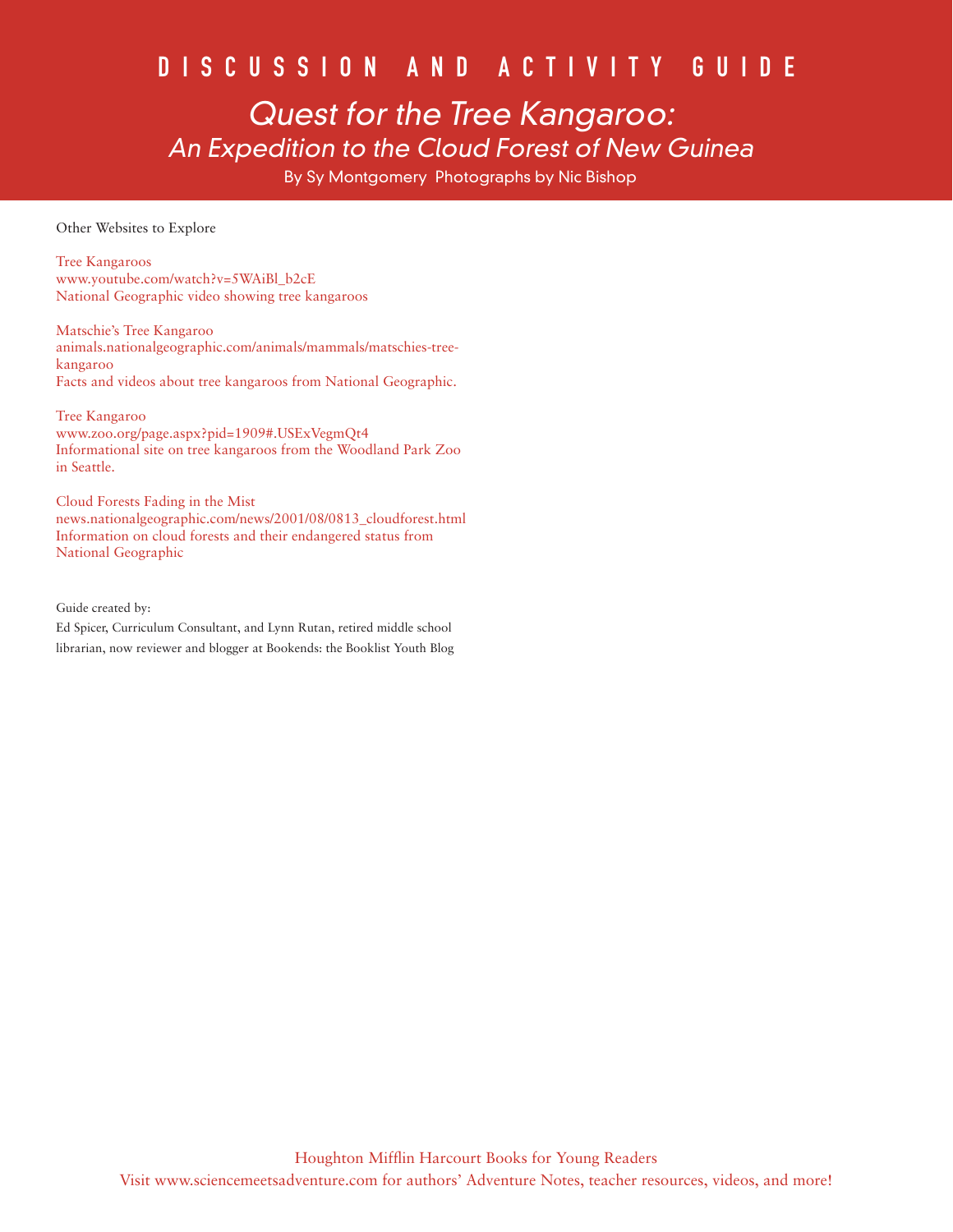# DISCUSSION AND ACTIVITY GUIDE

## *Quest for the Tree Kangaroo: An Expedition to the Cloud Forest of New Guinea*

By Sy Montgomery Photographs by Nic Bishop

Other Websites to Explore

Tree Kangaroos
www.youtube.com/watch?v=5WAiBl_b2cE
National Geographic video showing tree kangaroos

Matschie's Tree Kangaroo
animals.nationalgeographic.com/animals/mammals/matschies-tree-kangaroo
Facts and videos about tree kangaroos from National Geographic.

Tree Kangaroo
www.zoo.org/page.aspx?pid=1909#.USExVegmQt4
Informational site on tree kangaroos from the Woodland Park Zoo in Seattle.

Cloud Forests Fading in the Mist
news.nationalgeographic.com/news/2001/08/0813_cloudforest.html
Information on cloud forests and their endangered status from National Geographic

Guide created by:
Ed Spicer, Curriculum Consultant, and Lynn Rutan, retired middle school librarian, now reviewer and blogger at Bookends: the Booklist Youth Blog

Houghton Mifflin Harcourt Books for Young Readers
Visit www.sciencemeetsadventure.com for authors' Adventure Notes, teacher resources, videos, and more!